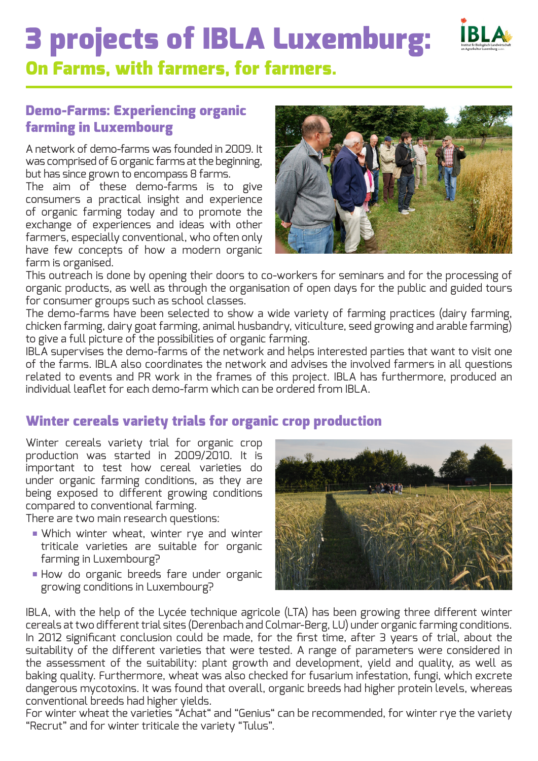# 3 projects of IBLA Luxemburg:

## On Farms, with farmers, for farmers.

### Demo-Farms: Experiencing organic farming in Luxembourg

A network of demo-farms was founded in 2009. It was comprised of 6 organic farms at the beginning, but has since grown to encompass 8 farms.

The aim of these demo-farms is to give consumers a practical insight and experience of organic farming today and to promote the exchange of experiences and ideas with other farmers, especially conventional, who often only have few concepts of how a modern organic farm is organised.

This outreach is done by opening their doors to co-workers for seminars and for the processing of organic products, as well as through the organisation of open days for the public and guided tours for consumer groups such as school classes.

The demo-farms have been selected to show a wide variety of farming practices (dairy farming, chicken farming, dairy goat farming, animal husbandry, viticulture, seed growing and arable farming) to give a full picture of the possibilities of organic farming.

IBLA supervises the demo-farms of the network and helps interested parties that want to visit one of the farms. IBLA also coordinates the network and advises the involved farmers in all questions related to events and PR work in the frames of this project. IBLA has furthermore, produced an individual leaflet for each demo-farm which can be ordered from IBLA.

### Winter cereals variety trials for organic crop production

Winter cereals variety trial for organic crop production was started in 2009/2010. It is important to test how cereal varieties do under organic farming conditions, as they are being exposed to different growing conditions compared to conventional farming.

There are two main research questions:

- Which winter wheat, winter rye and winter triticale varieties are suitable for organic farming in Luxembourg?
- How do organic breeds fare under organic growing conditions in Luxembourg?

IBLA, with the help of the Lycée technique agricole (LTA) has been growing three different winter cereals at two different trial sites (Derenbach and Colmar-Berg, LU) under organic farming conditions. In 2012 significant conclusion could be made, for the first time, after 3 years of trial, about the suitability of the different varieties that were tested. A range of parameters were considered in the assessment of the suitability: plant growth and development, yield and quality, as well as baking quality. Furthermore, wheat was also checked for fusarium infestation, fungi, which excrete dangerous mycotoxins. It was found that overall, organic breeds had higher protein levels, whereas conventional breeds had higher yields.

For winter wheat the varieties “Achat“ and “Genius“ can be recommended, for winter rye the variety “Recrut” and for winter triticale the variety “Tulus”.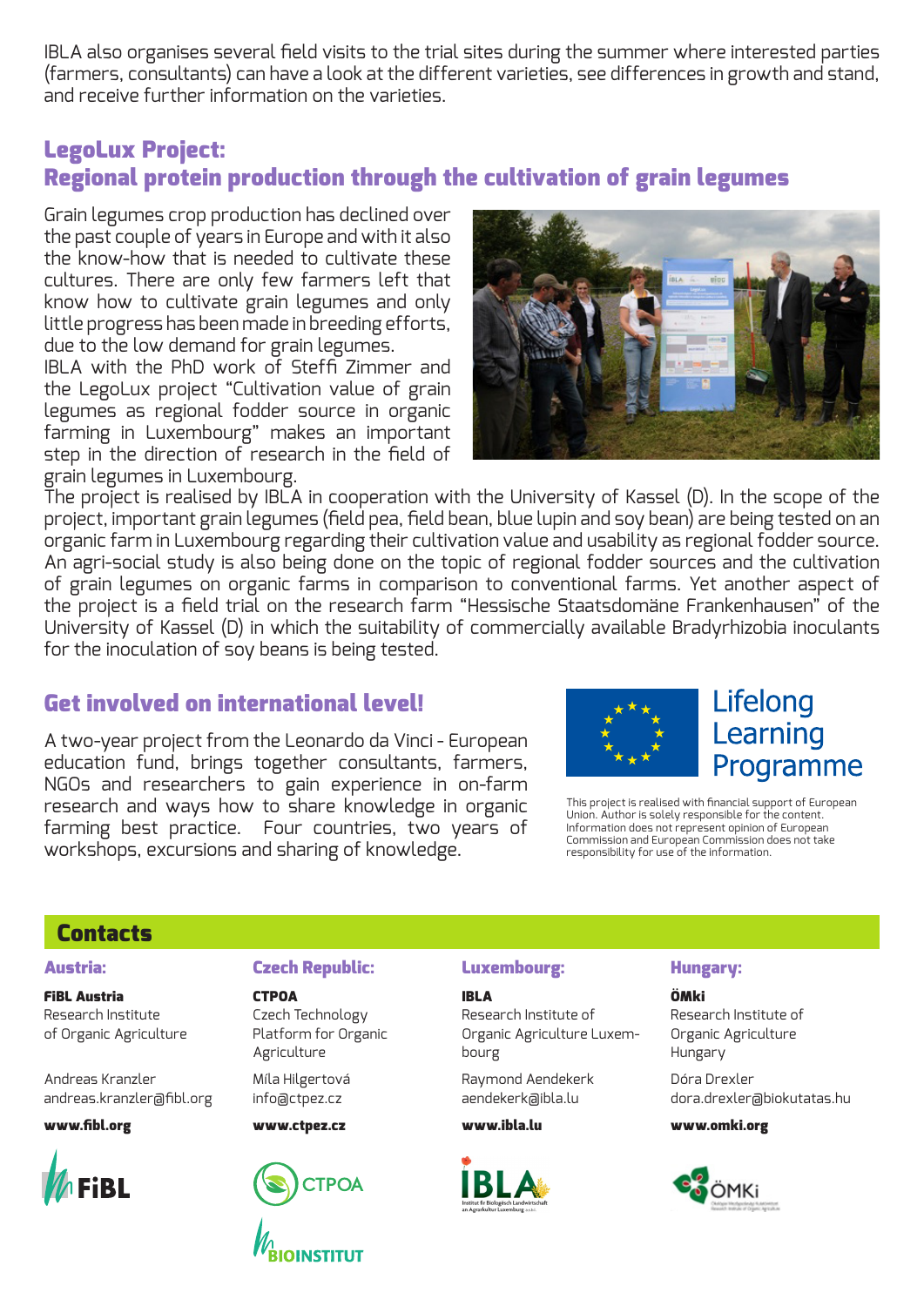IBLA also organises several field visits to the trial sites during the summer where interested parties (farmers, consultants) can have a look at the different varieties, see differences in growth and stand, and receive further information on the varieties.

## LegoLux Project: Regional protein production through the cultivation of grain legumes

Grain legumes crop production has declined over the past couple of years in Europe and with it also the know-how that is needed to cultivate these cultures. There are only few farmers left that know how to cultivate grain legumes and only little progress has been made in breeding efforts, due to the low demand for grain legumes.
IBLA with the PhD work of Steffi Zimmer and the LegoLux project "Cultivation value of grain legumes as regional fodder source in organic farming in Luxembourg" makes an important step in the direction of research in the field of grain legumes in Luxembourg.
The project is realised by IBLA in cooperation with the University of Kassel (D). In the scope of the project, important grain legumes (field pea, field bean, blue lupin and soy bean) are being tested on an organic farm in Luxembourg regarding their cultivation value and usability as regional fodder source. An agri-social study is also being done on the topic of regional fodder sources and the cultivation of grain legumes on organic farms in comparison to conventional farms. Yet another aspect of the project is a field trial on the research farm "Hessische Staatsdomäne Frankenhausen" of the University of Kassel (D) in which the suitability of commercially available Bradyrhizobia inoculants for the inoculation of soy beans is being tested.

## Get involved on international level!

A two-year project from the Leonardo da Vinci - European education fund, brings together consultants, farmers, NGOs and researchers to gain experience in on-farm research and ways how to share knowledge in organic farming best practice. Four countries, two years of workshops, excursions and sharing of knowledge.

Lifelong Learning Programme

This project is realised with financial support of European Union. Author is solely responsible for the content. Information does not represent opinion of European Commission and European Commission does not take responsibility for use of the information.

## Contacts

### Austria:

**FiBL Austria**
Research Institute of Organic Agriculture

Andreas Kranzler
andreas.kranzler@fibl.org

**www.fibl.org**

### Czech Republic:

**CTPOA**
Czech Technology Platform for Organic Agriculture

Míla Hilgertová
info@ctpez.cz

**www.ctpez.cz**

### Luxembourg:

**IBLA**
Research Institute of Organic Agriculture Luxembourg

Raymond Aendekerk
aendekerk@ibla.lu

**www.ibla.lu**

### Hungary:

**ÖMKi**
Research Institute of Organic Agriculture Hungary

Dóra Drexler
dora.drexler@biokutatas.hu

**www.omki.org**